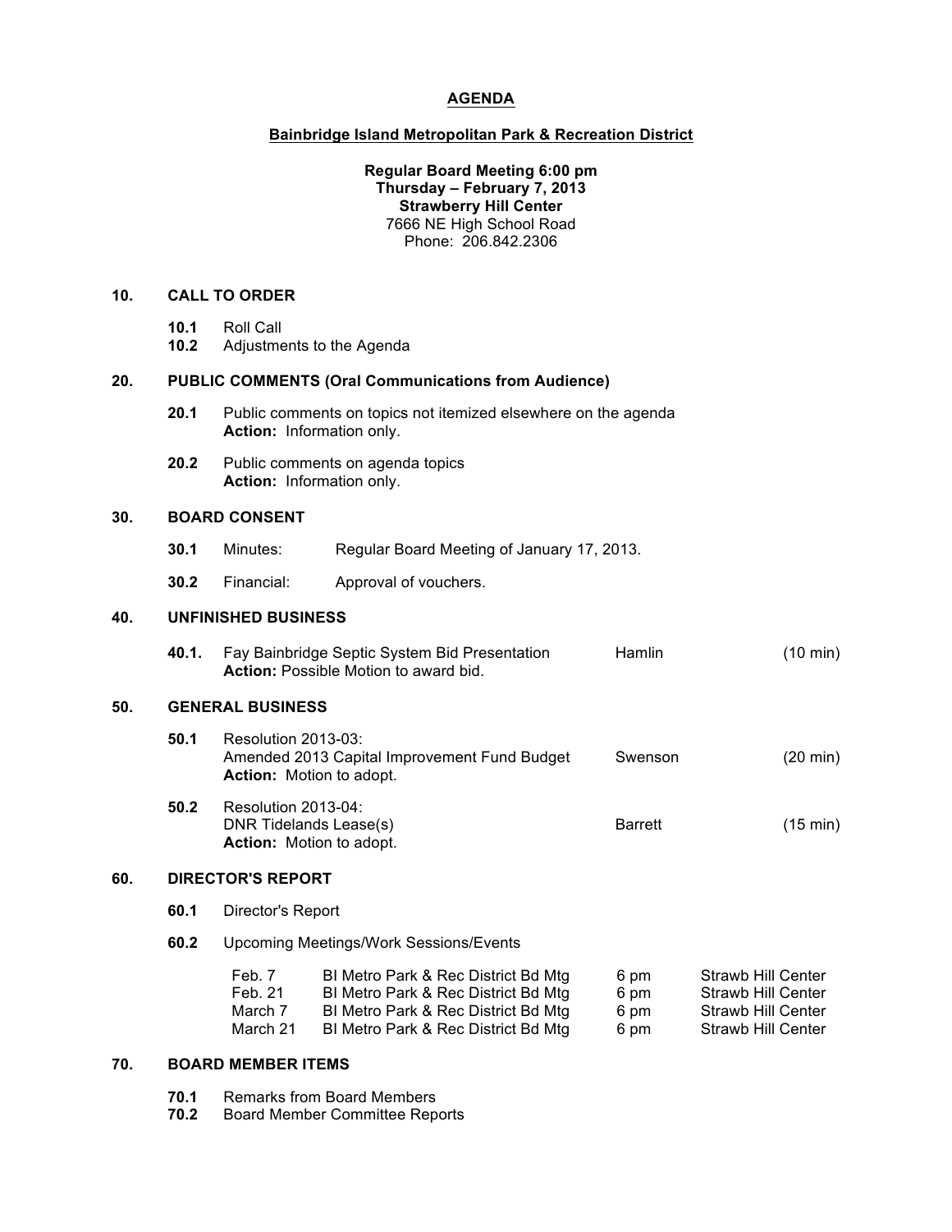# AGENDA

## Bainbridge Island Metropolitan Park & Recreation District

**Regular Board Meeting 6:00 pm**
**Thursday – February 7, 2013**
**Strawberry Hill Center**
7666 NE High School Road
Phone: 206.842.2306

### 10. CALL TO ORDER

**10.1** Roll Call
**10.2** Adjustments to the Agenda

### 20. PUBLIC COMMENTS (Oral Communications from Audience)

**20.1** Public comments on topics not itemized elsewhere on the agenda
**Action:** Information only.

**20.2** Public comments on agenda topics
**Action:** Information only.

### 30. BOARD CONSENT

**30.1** Minutes: Regular Board Meeting of January 17, 2013.

**30.2** Financial: Approval of vouchers.

### 40. UNFINISHED BUSINESS

**40.1.** Fay Bainbridge Septic System Bid Presentation — Hamlin (10 min)
**Action:** Possible Motion to award bid.

### 50. GENERAL BUSINESS

**50.1** Resolution 2013-03:
Amended 2013 Capital Improvement Fund Budget — Swenson (20 min)
**Action:** Motion to adopt.

**50.2** Resolution 2013-04:
DNR Tidelands Lease(s) — Barrett (15 min)
**Action:** Motion to adopt.

### 60. DIRECTOR'S REPORT

**60.1** Director's Report

**60.2** Upcoming Meetings/Work Sessions/Events

| Date | Meeting | Time | Location |
|---|---|---|---|
| Feb. 7 | BI Metro Park & Rec District Bd Mtg | 6 pm | Strawb Hill Center |
| Feb. 21 | BI Metro Park & Rec District Bd Mtg | 6 pm | Strawb Hill Center |
| March 7 | BI Metro Park & Rec District Bd Mtg | 6 pm | Strawb Hill Center |
| March 21 | BI Metro Park & Rec District Bd Mtg | 6 pm | Strawb Hill Center |

### 70. BOARD MEMBER ITEMS

**70.1** Remarks from Board Members
**70.2** Board Member Committee Reports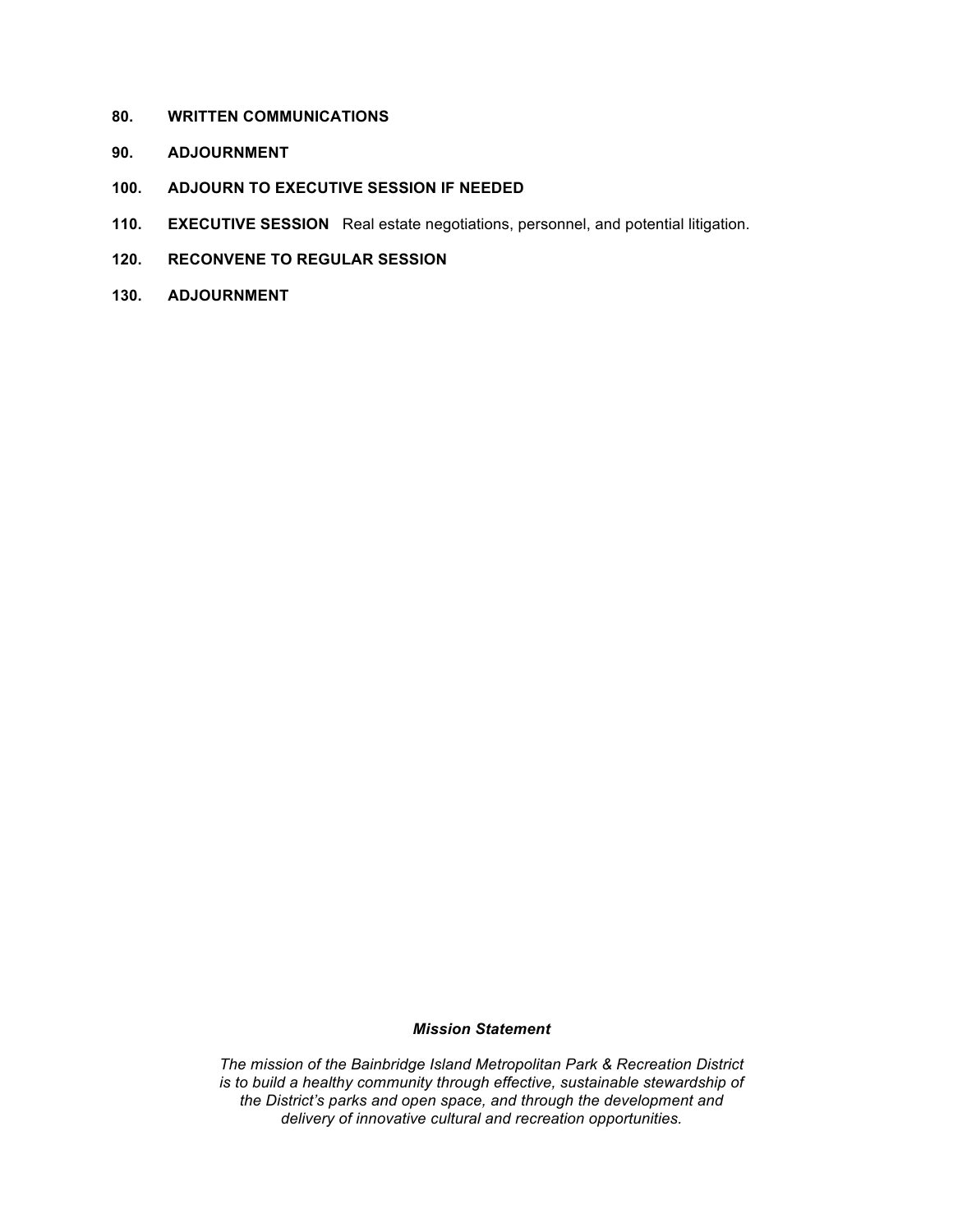**80. WRITTEN COMMUNICATIONS**

**90. ADJOURNMENT**

**100. ADJOURN TO EXECUTIVE SESSION IF NEEDED**

**110. EXECUTIVE SESSION** Real estate negotiations, personnel, and potential litigation.

**120. RECONVENE TO REGULAR SESSION**

**130. ADJOURNMENT**

***Mission Statement***

*The mission of the Bainbridge Island Metropolitan Park & Recreation District is to build a healthy community through effective, sustainable stewardship of the District's parks and open space, and through the development and delivery of innovative cultural and recreation opportunities.*